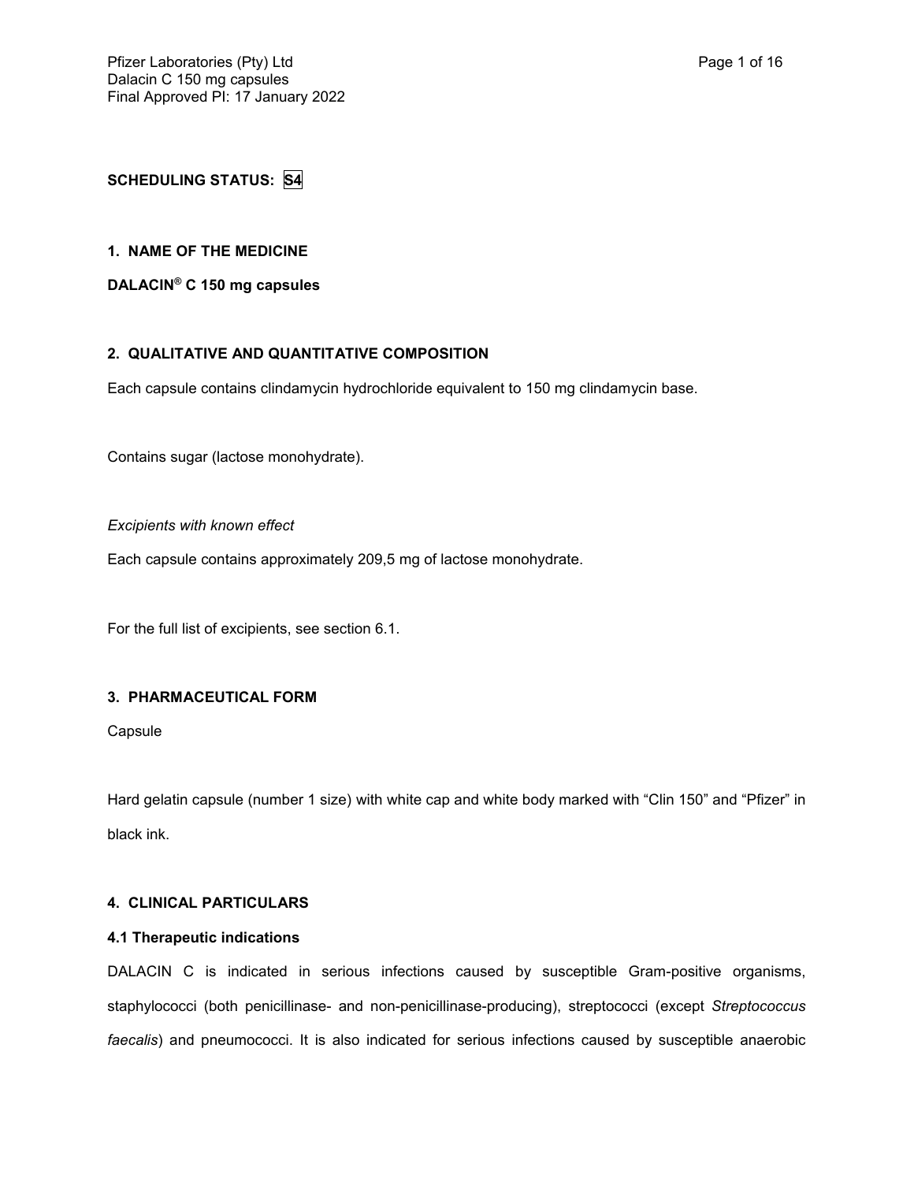**SCHEDULING STATUS: S4**

## 1. NAME OF THE MEDICINE

**DALACIN® C 150 mg capsules**

## 2. QUALITATIVE AND QUANTITATIVE COMPOSITION

Each capsule contains clindamycin hydrochloride equivalent to 150 mg clindamycin base.

Contains sugar (lactose monohydrate).

*Excipients with known effect*

Each capsule contains approximately 209,5 mg of lactose monohydrate.

For the full list of excipients, see section 6.1.

## 3. PHARMACEUTICAL FORM

Capsule

Hard gelatin capsule (number 1 size) with white cap and white body marked with "Clin 150" and "Pfizer" in black ink.

## 4. CLINICAL PARTICULARS

### 4.1 Therapeutic indications

DALACIN C is indicated in serious infections caused by susceptible Gram-positive organisms, staphylococci (both penicillinase- and non-penicillinase-producing), streptococci (except *Streptococcus faecalis*) and pneumococci. It is also indicated for serious infections caused by susceptible anaerobic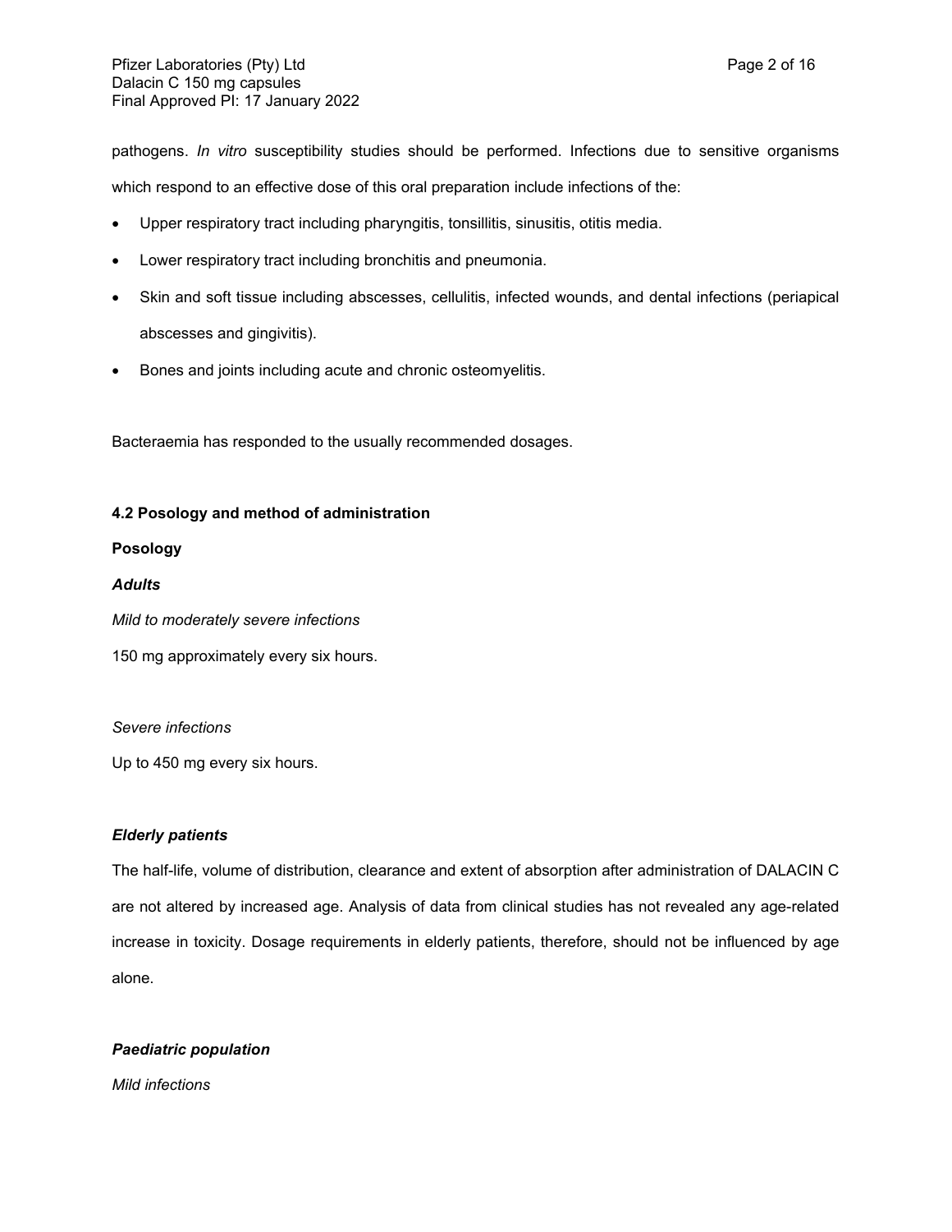pathogens. *In vitro* susceptibility studies should be performed. Infections due to sensitive organisms which respond to an effective dose of this oral preparation include infections of the:

- Upper respiratory tract including pharyngitis, tonsillitis, sinusitis, otitis media.
- Lower respiratory tract including bronchitis and pneumonia.
- Skin and soft tissue including abscesses, cellulitis, infected wounds, and dental infections (periapical abscesses and gingivitis).
- Bones and joints including acute and chronic osteomyelitis.

Bacteraemia has responded to the usually recommended dosages.

### 4.2 Posology and method of administration

**Posology**

***Adults***

*Mild to moderately severe infections*

150 mg approximately every six hours.

*Severe infections*

Up to 450 mg every six hours.

***Elderly patients***

The half-life, volume of distribution, clearance and extent of absorption after administration of DALACIN C are not altered by increased age. Analysis of data from clinical studies has not revealed any age-related increase in toxicity. Dosage requirements in elderly patients, therefore, should not be influenced by age alone.

***Paediatric population***

*Mild infections*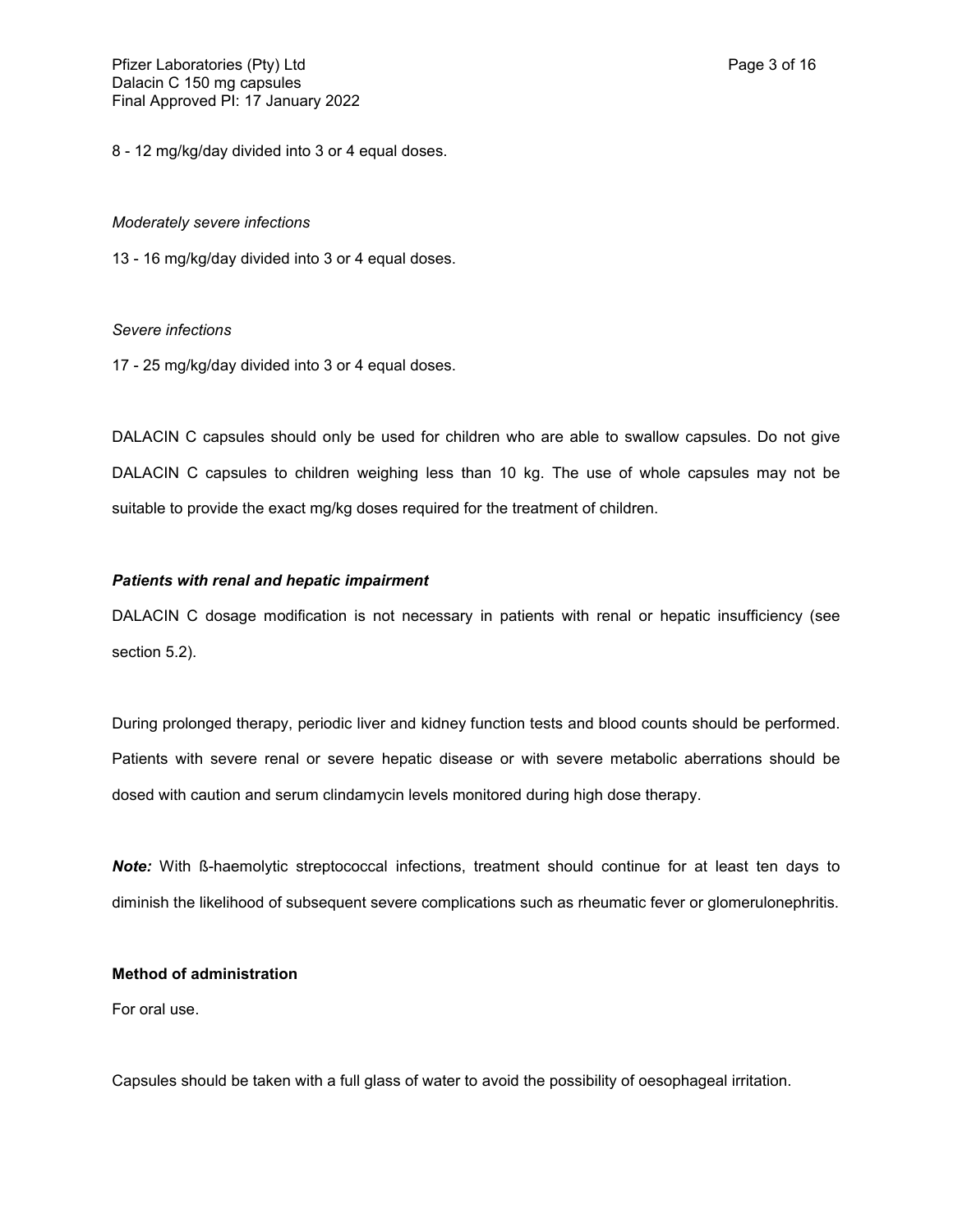8 - 12 mg/kg/day divided into 3 or 4 equal doses.

*Moderately severe infections*

13 - 16 mg/kg/day divided into 3 or 4 equal doses.

*Severe infections*

17 - 25 mg/kg/day divided into 3 or 4 equal doses.

DALACIN C capsules should only be used for children who are able to swallow capsules. Do not give DALACIN C capsules to children weighing less than 10 kg. The use of whole capsules may not be suitable to provide the exact mg/kg doses required for the treatment of children.

***Patients with renal and hepatic impairment***

DALACIN C dosage modification is not necessary in patients with renal or hepatic insufficiency (see section 5.2).

During prolonged therapy, periodic liver and kidney function tests and blood counts should be performed. Patients with severe renal or severe hepatic disease or with severe metabolic aberrations should be dosed with caution and serum clindamycin levels monitored during high dose therapy.

***Note:*** With ß-haemolytic streptococcal infections, treatment should continue for at least ten days to diminish the likelihood of subsequent severe complications such as rheumatic fever or glomerulonephritis.

**Method of administration**

For oral use.

Capsules should be taken with a full glass of water to avoid the possibility of oesophageal irritation.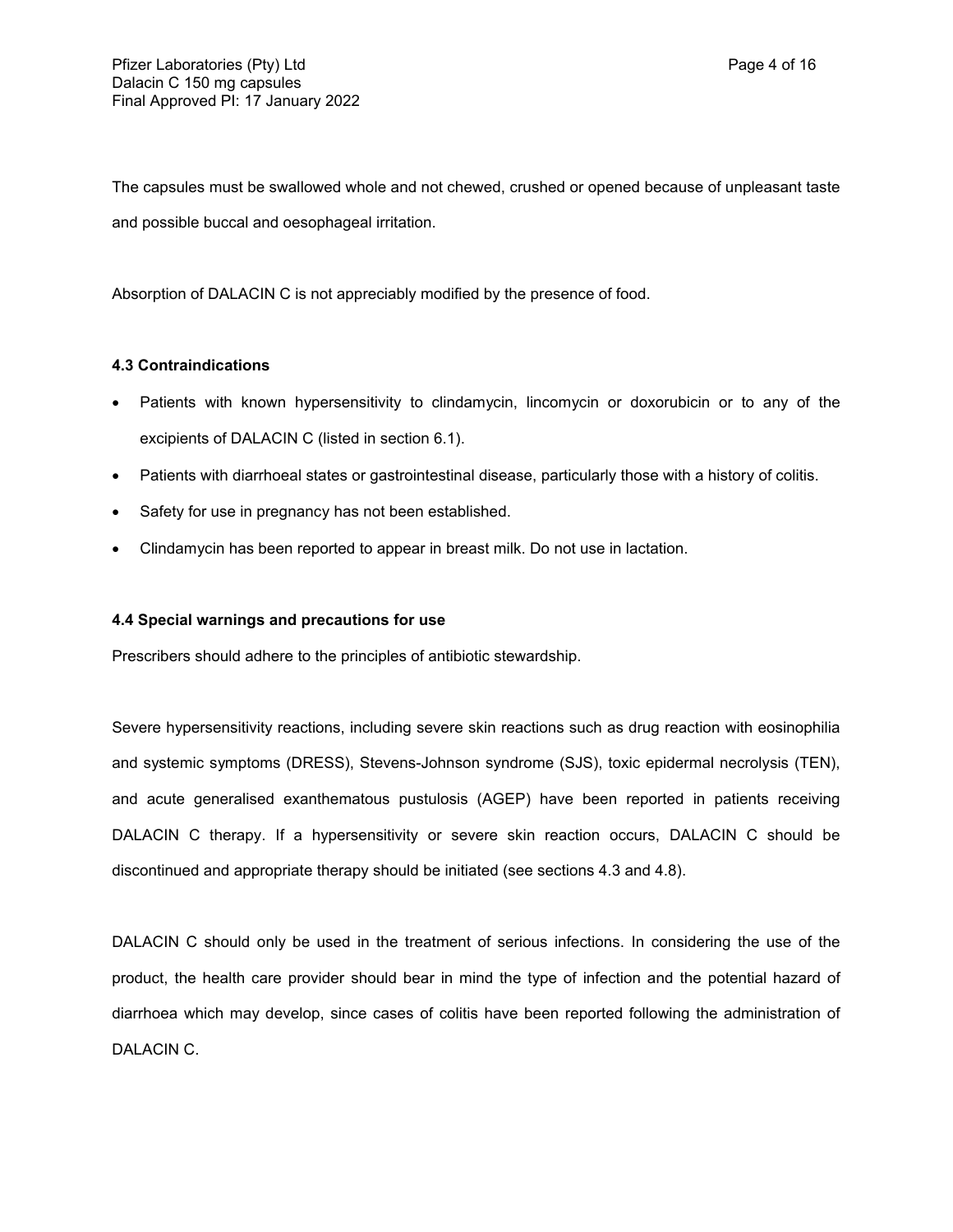The capsules must be swallowed whole and not chewed, crushed or opened because of unpleasant taste and possible buccal and oesophageal irritation.

Absorption of DALACIN C is not appreciably modified by the presence of food.

### 4.3 Contraindications

- Patients with known hypersensitivity to clindamycin, lincomycin or doxorubicin or to any of the excipients of DALACIN C (listed in section 6.1).
- Patients with diarrhoeal states or gastrointestinal disease, particularly those with a history of colitis.
- Safety for use in pregnancy has not been established.
- Clindamycin has been reported to appear in breast milk. Do not use in lactation.

### 4.4 Special warnings and precautions for use

Prescribers should adhere to the principles of antibiotic stewardship.

Severe hypersensitivity reactions, including severe skin reactions such as drug reaction with eosinophilia and systemic symptoms (DRESS), Stevens-Johnson syndrome (SJS), toxic epidermal necrolysis (TEN), and acute generalised exanthematous pustulosis (AGEP) have been reported in patients receiving DALACIN C therapy. If a hypersensitivity or severe skin reaction occurs, DALACIN C should be discontinued and appropriate therapy should be initiated (see sections 4.3 and 4.8).

DALACIN C should only be used in the treatment of serious infections. In considering the use of the product, the health care provider should bear in mind the type of infection and the potential hazard of diarrhoea which may develop, since cases of colitis have been reported following the administration of DALACIN C.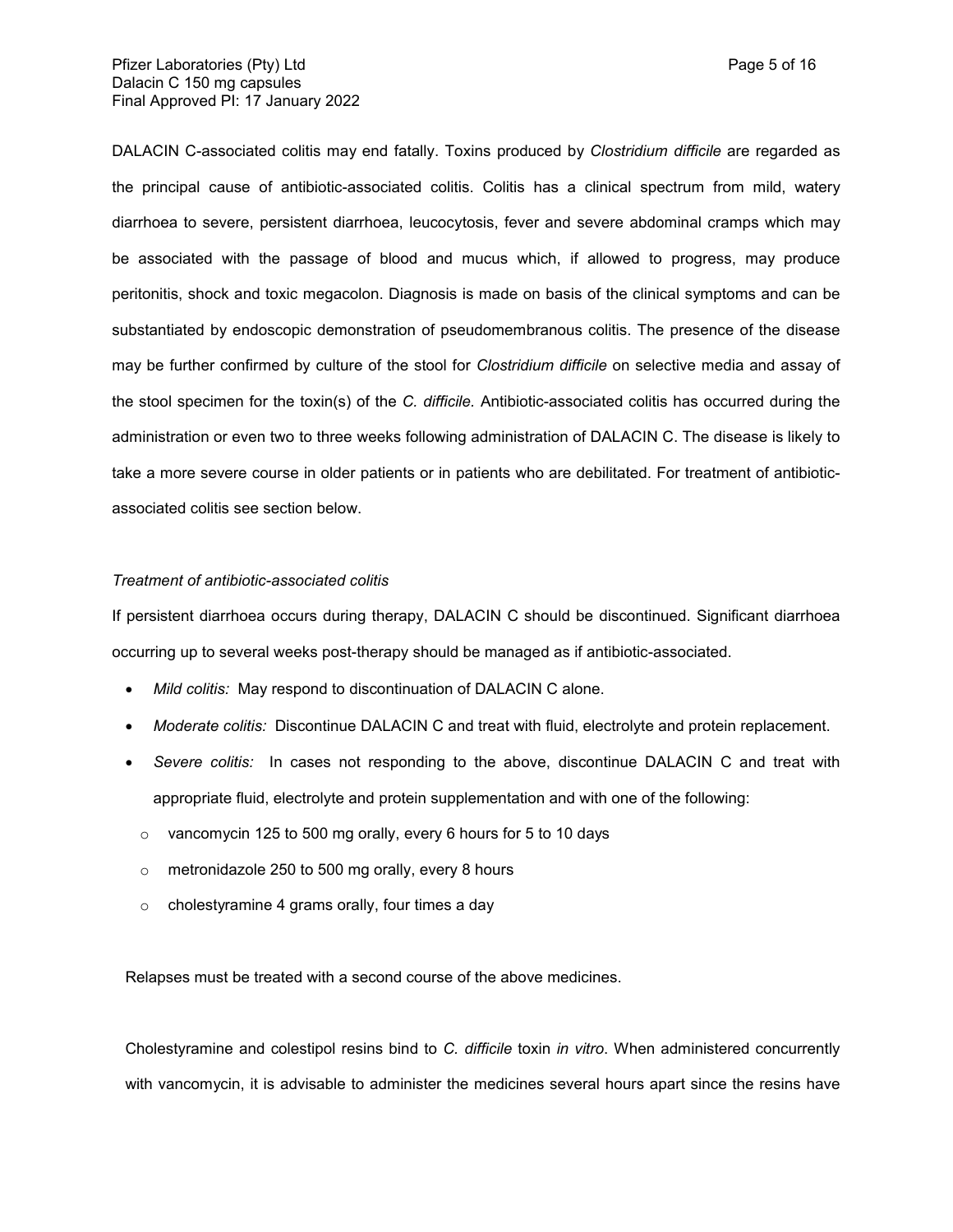DALACIN C-associated colitis may end fatally. Toxins produced by *Clostridium difficile* are regarded as the principal cause of antibiotic-associated colitis. Colitis has a clinical spectrum from mild, watery diarrhoea to severe, persistent diarrhoea, leucocytosis, fever and severe abdominal cramps which may be associated with the passage of blood and mucus which, if allowed to progress, may produce peritonitis, shock and toxic megacolon. Diagnosis is made on basis of the clinical symptoms and can be substantiated by endoscopic demonstration of pseudomembranous colitis. The presence of the disease may be further confirmed by culture of the stool for *Clostridium difficile* on selective media and assay of the stool specimen for the toxin(s) of the *C. difficile.* Antibiotic-associated colitis has occurred during the administration or even two to three weeks following administration of DALACIN C. The disease is likely to take a more severe course in older patients or in patients who are debilitated. For treatment of antibiotic-associated colitis see section below.

*Treatment of antibiotic-associated colitis*

If persistent diarrhoea occurs during therapy, DALACIN C should be discontinued. Significant diarrhoea occurring up to several weeks post-therapy should be managed as if antibiotic-associated.

- *Mild colitis:* May respond to discontinuation of DALACIN C alone.
- *Moderate colitis:* Discontinue DALACIN C and treat with fluid, electrolyte and protein replacement.
- *Severe colitis:* In cases not responding to the above, discontinue DALACIN C and treat with appropriate fluid, electrolyte and protein supplementation and with one of the following:
  - vancomycin 125 to 500 mg orally, every 6 hours for 5 to 10 days
  - metronidazole 250 to 500 mg orally, every 8 hours
  - cholestyramine 4 grams orally, four times a day

Relapses must be treated with a second course of the above medicines.

Cholestyramine and colestipol resins bind to *C. difficile* toxin *in vitro*. When administered concurrently with vancomycin, it is advisable to administer the medicines several hours apart since the resins have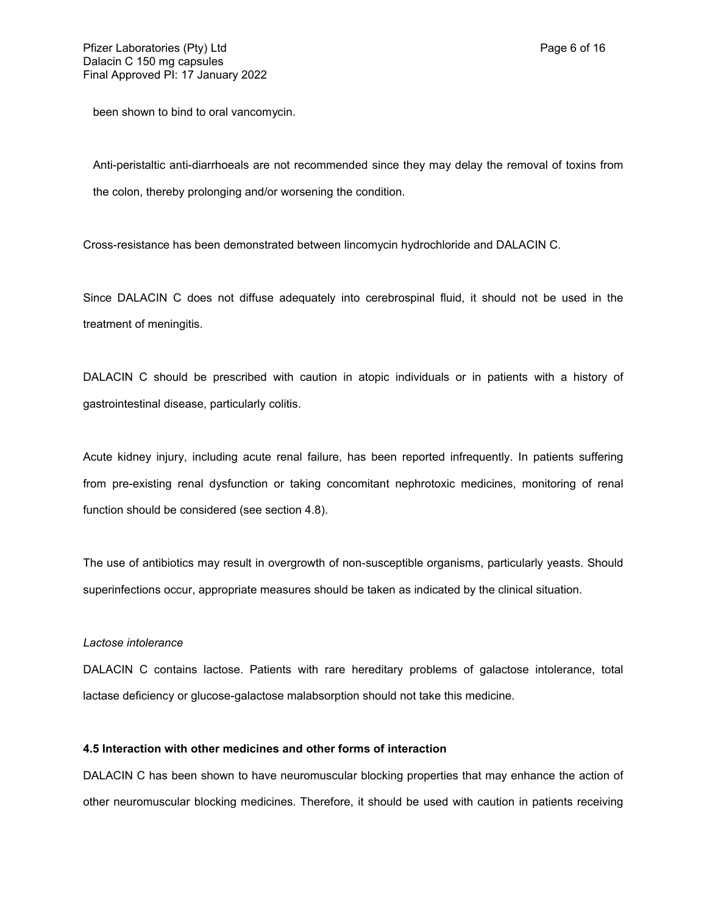been shown to bind to oral vancomycin.

Anti-peristaltic anti-diarrhoeals are not recommended since they may delay the removal of toxins from the colon, thereby prolonging and/or worsening the condition.

Cross-resistance has been demonstrated between lincomycin hydrochloride and DALACIN C.

Since DALACIN C does not diffuse adequately into cerebrospinal fluid, it should not be used in the treatment of meningitis.

DALACIN C should be prescribed with caution in atopic individuals or in patients with a history of gastrointestinal disease, particularly colitis.

Acute kidney injury, including acute renal failure, has been reported infrequently. In patients suffering from pre-existing renal dysfunction or taking concomitant nephrotoxic medicines, monitoring of renal function should be considered (see section 4.8).

The use of antibiotics may result in overgrowth of non-susceptible organisms, particularly yeasts. Should superinfections occur, appropriate measures should be taken as indicated by the clinical situation.

*Lactose intolerance*

DALACIN C contains lactose. Patients with rare hereditary problems of galactose intolerance, total lactase deficiency or glucose-galactose malabsorption should not take this medicine.

**4.5 Interaction with other medicines and other forms of interaction**

DALACIN C has been shown to have neuromuscular blocking properties that may enhance the action of other neuromuscular blocking medicines. Therefore, it should be used with caution in patients receiving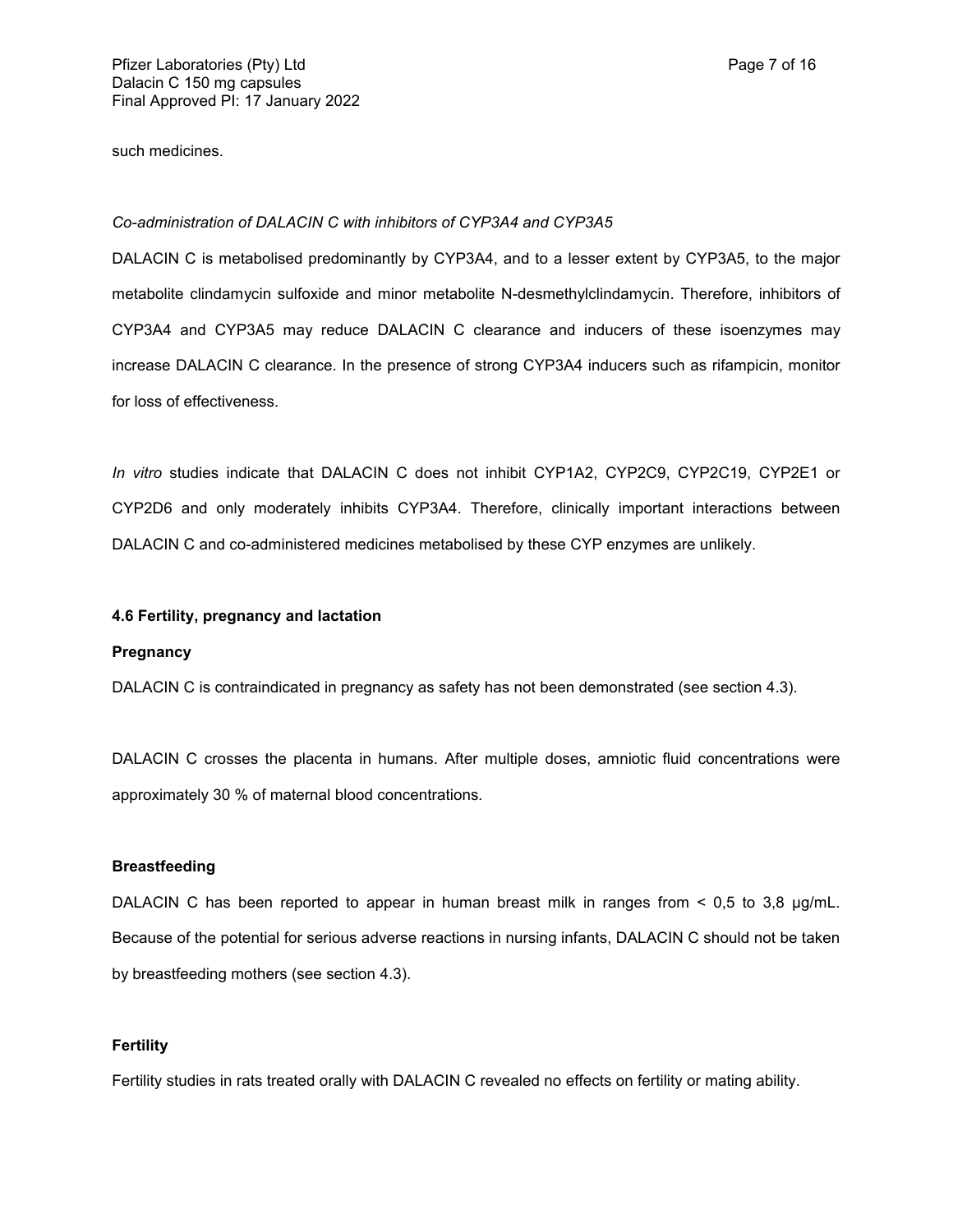such medicines.

*Co-administration of DALACIN C with inhibitors of CYP3A4 and CYP3A5*

DALACIN C is metabolised predominantly by CYP3A4, and to a lesser extent by CYP3A5, to the major metabolite clindamycin sulfoxide and minor metabolite N-desmethylclindamycin. Therefore, inhibitors of CYP3A4 and CYP3A5 may reduce DALACIN C clearance and inducers of these isoenzymes may increase DALACIN C clearance. In the presence of strong CYP3A4 inducers such as rifampicin, monitor for loss of effectiveness.

*In vitro* studies indicate that DALACIN C does not inhibit CYP1A2, CYP2C9, CYP2C19, CYP2E1 or CYP2D6 and only moderately inhibits CYP3A4. Therefore, clinically important interactions between DALACIN C and co-administered medicines metabolised by these CYP enzymes are unlikely.

### 4.6 Fertility, pregnancy and lactation

**Pregnancy**

DALACIN C is contraindicated in pregnancy as safety has not been demonstrated (see section 4.3).

DALACIN C crosses the placenta in humans. After multiple doses, amniotic fluid concentrations were approximately 30 % of maternal blood concentrations.

**Breastfeeding**

DALACIN C has been reported to appear in human breast milk in ranges from < 0,5 to 3,8 µg/mL. Because of the potential for serious adverse reactions in nursing infants, DALACIN C should not be taken by breastfeeding mothers (see section 4.3).

**Fertility**

Fertility studies in rats treated orally with DALACIN C revealed no effects on fertility or mating ability.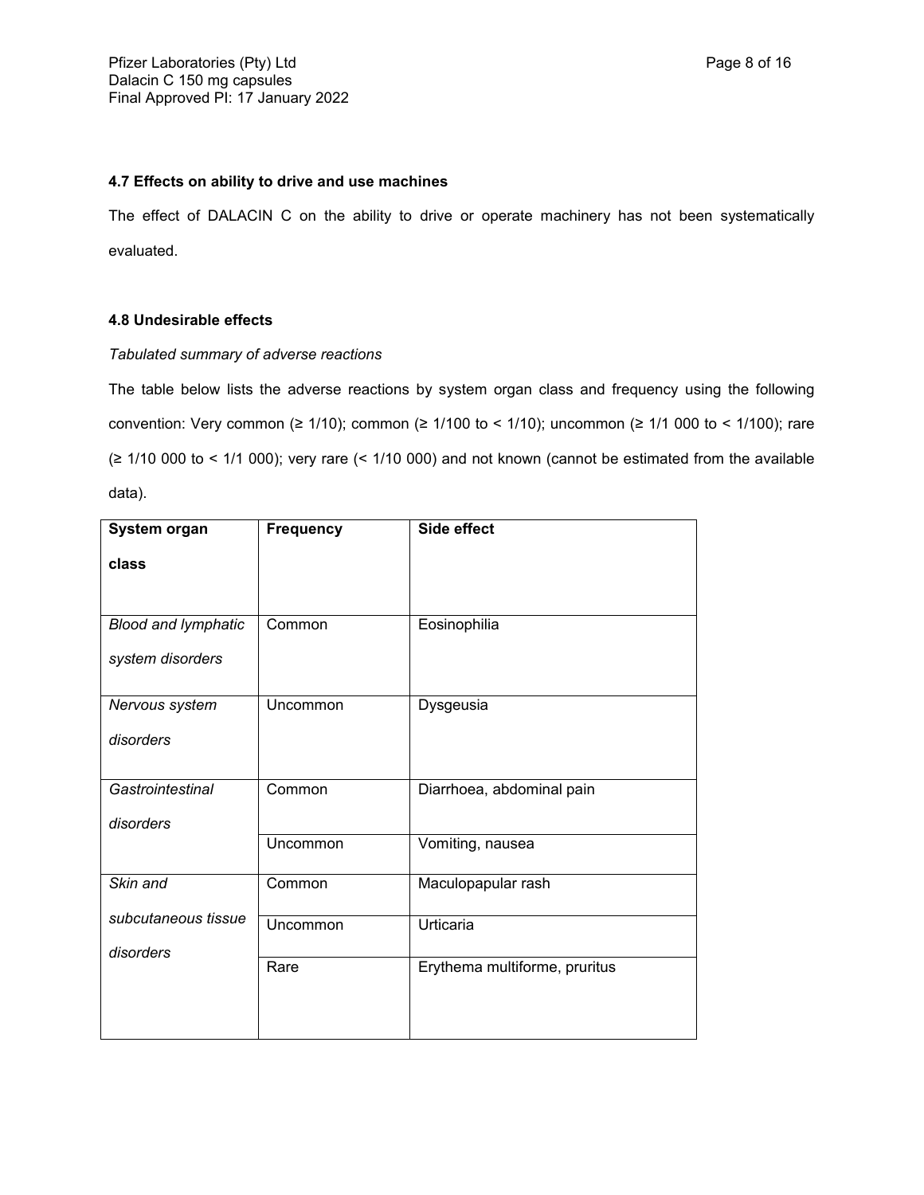### 4.7 Effects on ability to drive and use machines

The effect of DALACIN C on the ability to drive or operate machinery has not been systematically evaluated.

### 4.8 Undesirable effects

*Tabulated summary of adverse reactions*

The table below lists the adverse reactions by system organ class and frequency using the following convention: Very common (≥ 1/10); common (≥ 1/100 to < 1/10); uncommon (≥ 1/1 000 to < 1/100); rare (≥ 1/10 000 to < 1/1 000); very rare (< 1/10 000) and not known (cannot be estimated from the available data).

| **System organ class** | **Frequency** | **Side effect** |
|---|---|---|
| *Blood and lymphatic system disorders* | Common | Eosinophilia |
| *Nervous system disorders* | Uncommon | Dysgeusia |
| *Gastrointestinal disorders* | Common | Diarrhoea, abdominal pain |
| | Uncommon | Vomiting, nausea |
| *Skin and subcutaneous tissue disorders* | Common | Maculopapular rash |
| | Uncommon | Urticaria |
| | Rare | Erythema multiforme, pruritus |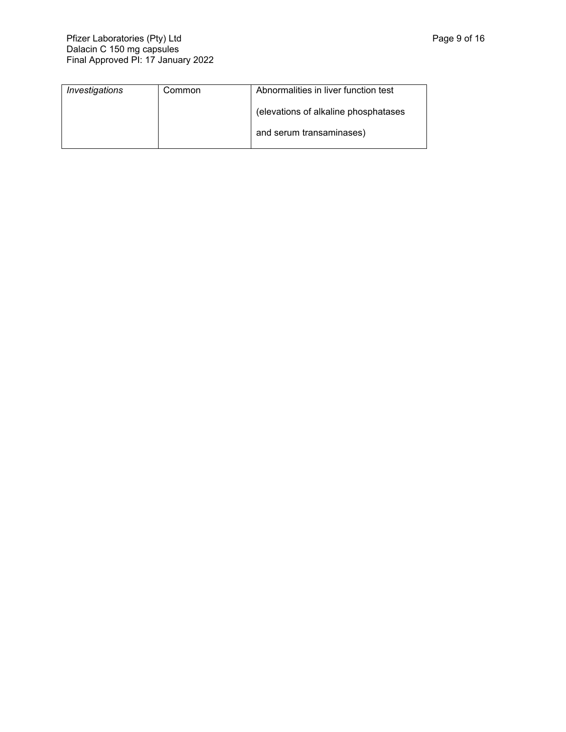| *Investigations* | Common | Abnormalities in liver function test (elevations of alkaline phosphatases and serum transaminases) |
|---|---|---|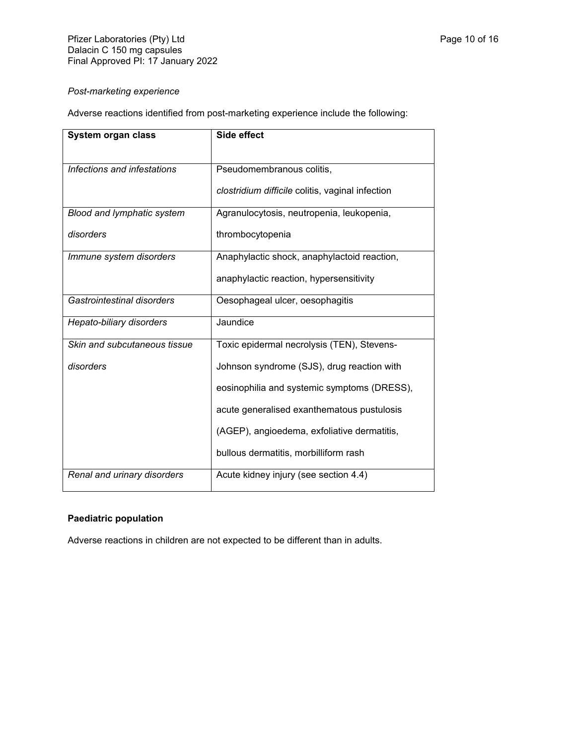*Post-marketing experience*

Adverse reactions identified from post-marketing experience include the following:

| **System organ class** | **Side effect** |
| --- | --- |
| *Infections and infestations* | Pseudomembranous colitis, *clostridium difficile* colitis, vaginal infection |
| *Blood and lymphatic system disorders* | Agranulocytosis, neutropenia, leukopenia, thrombocytopenia |
| *Immune system disorders* | Anaphylactic shock, anaphylactoid reaction, anaphylactic reaction, hypersensitivity |
| *Gastrointestinal disorders* | Oesophageal ulcer, oesophagitis |
| *Hepato-biliary disorders* | Jaundice |
| *Skin and subcutaneous tissue disorders* | Toxic epidermal necrolysis (TEN), Stevens-Johnson syndrome (SJS), drug reaction with eosinophilia and systemic symptoms (DRESS), acute generalised exanthematous pustulosis (AGEP), angioedema, exfoliative dermatitis, bullous dermatitis, morbilliform rash |
| *Renal and urinary disorders* | Acute kidney injury (see section 4.4) |

**Paediatric population**

Adverse reactions in children are not expected to be different than in adults.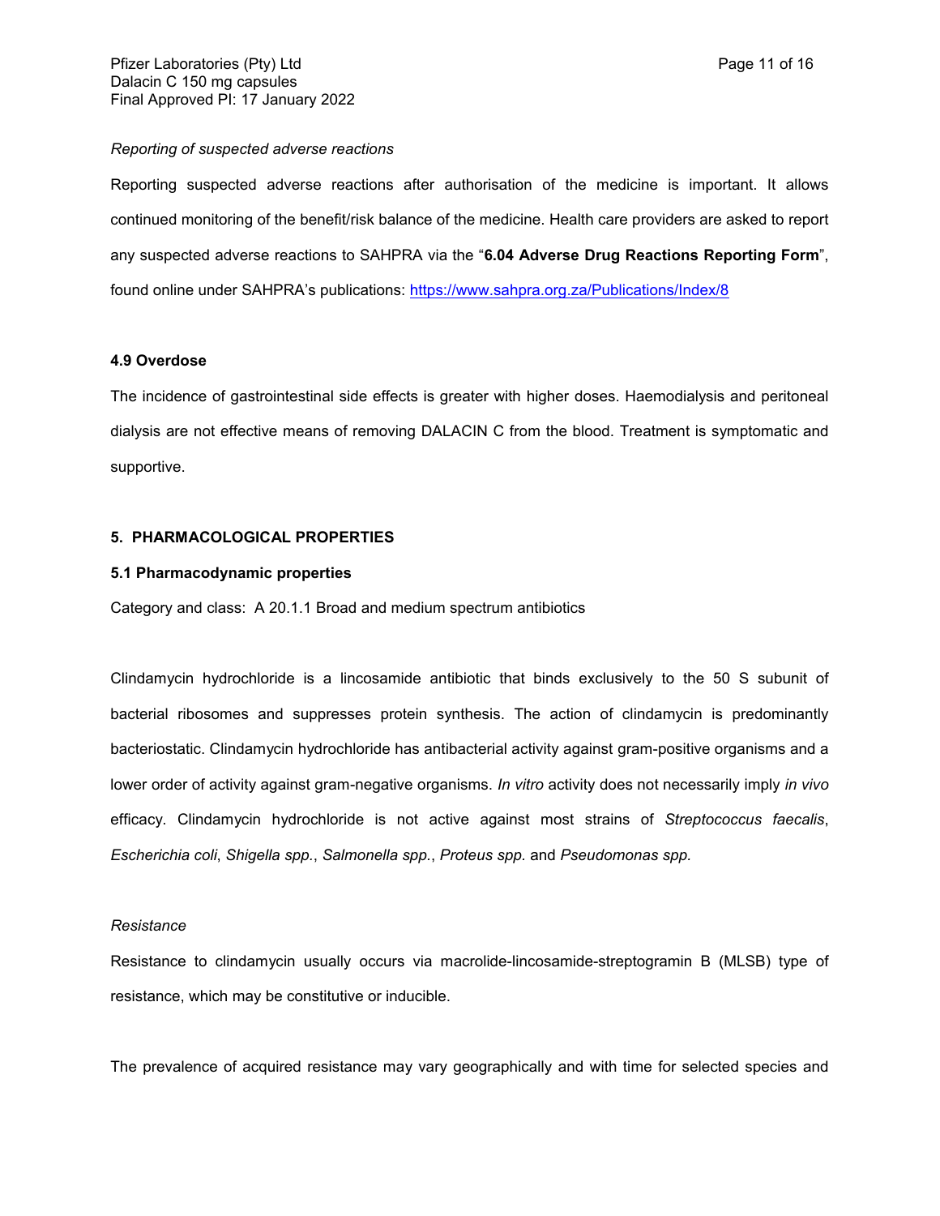*Reporting of suspected adverse reactions*

Reporting suspected adverse reactions after authorisation of the medicine is important. It allows continued monitoring of the benefit/risk balance of the medicine. Health care providers are asked to report any suspected adverse reactions to SAHPRA via the "**6.04 Adverse Drug Reactions Reporting Form**", found online under SAHPRA's publications: https://www.sahpra.org.za/Publications/Index/8

### 4.9 Overdose

The incidence of gastrointestinal side effects is greater with higher doses. Haemodialysis and peritoneal dialysis are not effective means of removing DALACIN C from the blood. Treatment is symptomatic and supportive.

## 5. PHARMACOLOGICAL PROPERTIES

### 5.1 Pharmacodynamic properties

Category and class: A 20.1.1 Broad and medium spectrum antibiotics

Clindamycin hydrochloride is a lincosamide antibiotic that binds exclusively to the 50 S subunit of bacterial ribosomes and suppresses protein synthesis. The action of clindamycin is predominantly bacteriostatic. Clindamycin hydrochloride has antibacterial activity against gram-positive organisms and a lower order of activity against gram-negative organisms. *In vitro* activity does not necessarily imply *in vivo* efficacy. Clindamycin hydrochloride is not active against most strains of *Streptococcus faecalis*, *Escherichia coli*, *Shigella spp.*, *Salmonella spp.*, *Proteus spp.* and *Pseudomonas spp.*

*Resistance*

Resistance to clindamycin usually occurs via macrolide-lincosamide-streptogramin B (MLSB) type of resistance, which may be constitutive or inducible.

The prevalence of acquired resistance may vary geographically and with time for selected species and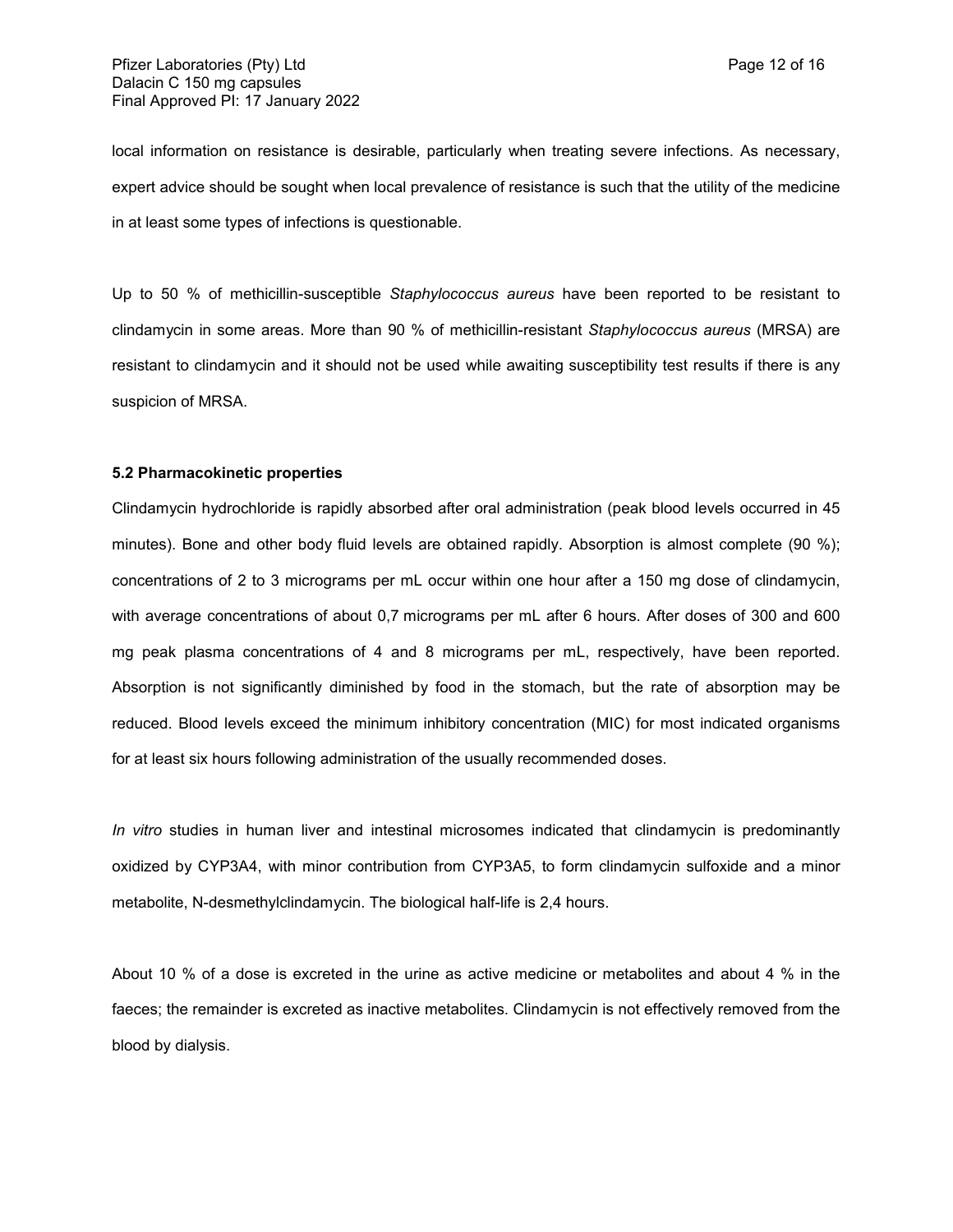local information on resistance is desirable, particularly when treating severe infections. As necessary, expert advice should be sought when local prevalence of resistance is such that the utility of the medicine in at least some types of infections is questionable.

Up to 50 % of methicillin-susceptible *Staphylococcus aureus* have been reported to be resistant to clindamycin in some areas. More than 90 % of methicillin-resistant *Staphylococcus aureus* (MRSA) are resistant to clindamycin and it should not be used while awaiting susceptibility test results if there is any suspicion of MRSA.

**5.2 Pharmacokinetic properties**

Clindamycin hydrochloride is rapidly absorbed after oral administration (peak blood levels occurred in 45 minutes). Bone and other body fluid levels are obtained rapidly. Absorption is almost complete (90 %); concentrations of 2 to 3 micrograms per mL occur within one hour after a 150 mg dose of clindamycin, with average concentrations of about 0,7 micrograms per mL after 6 hours. After doses of 300 and 600 mg peak plasma concentrations of 4 and 8 micrograms per mL, respectively, have been reported. Absorption is not significantly diminished by food in the stomach, but the rate of absorption may be reduced. Blood levels exceed the minimum inhibitory concentration (MIC) for most indicated organisms for at least six hours following administration of the usually recommended doses.

*In vitro* studies in human liver and intestinal microsomes indicated that clindamycin is predominantly oxidized by CYP3A4, with minor contribution from CYP3A5, to form clindamycin sulfoxide and a minor metabolite, N-desmethylclindamycin. The biological half-life is 2,4 hours.

About 10 % of a dose is excreted in the urine as active medicine or metabolites and about 4 % in the faeces; the remainder is excreted as inactive metabolites. Clindamycin is not effectively removed from the blood by dialysis.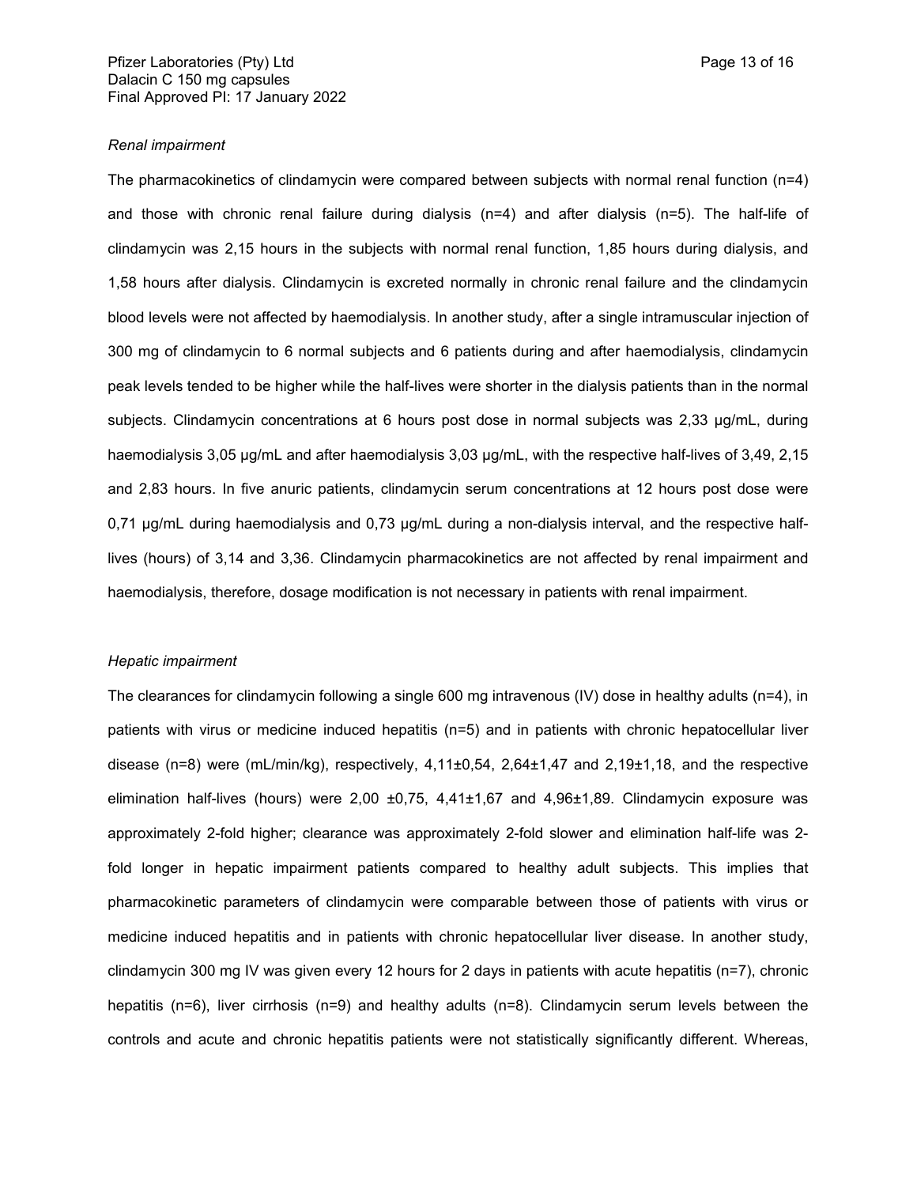*Renal impairment*

The pharmacokinetics of clindamycin were compared between subjects with normal renal function (n=4) and those with chronic renal failure during dialysis (n=4) and after dialysis (n=5). The half-life of clindamycin was 2,15 hours in the subjects with normal renal function, 1,85 hours during dialysis, and 1,58 hours after dialysis. Clindamycin is excreted normally in chronic renal failure and the clindamycin blood levels were not affected by haemodialysis. In another study, after a single intramuscular injection of 300 mg of clindamycin to 6 normal subjects and 6 patients during and after haemodialysis, clindamycin peak levels tended to be higher while the half-lives were shorter in the dialysis patients than in the normal subjects. Clindamycin concentrations at 6 hours post dose in normal subjects was 2,33 µg/mL, during haemodialysis 3,05 µg/mL and after haemodialysis 3,03 µg/mL, with the respective half-lives of 3,49, 2,15 and 2,83 hours. In five anuric patients, clindamycin serum concentrations at 12 hours post dose were 0,71 µg/mL during haemodialysis and 0,73 µg/mL during a non-dialysis interval, and the respective half-lives (hours) of 3,14 and 3,36. Clindamycin pharmacokinetics are not affected by renal impairment and haemodialysis, therefore, dosage modification is not necessary in patients with renal impairment.

*Hepatic impairment*

The clearances for clindamycin following a single 600 mg intravenous (IV) dose in healthy adults (n=4), in patients with virus or medicine induced hepatitis (n=5) and in patients with chronic hepatocellular liver disease (n=8) were (mL/min/kg), respectively, 4,11±0,54, 2,64±1,47 and 2,19±1,18, and the respective elimination half-lives (hours) were 2,00 ±0,75, 4,41±1,67 and 4,96±1,89. Clindamycin exposure was approximately 2-fold higher; clearance was approximately 2-fold slower and elimination half-life was 2-fold longer in hepatic impairment patients compared to healthy adult subjects. This implies that pharmacokinetic parameters of clindamycin were comparable between those of patients with virus or medicine induced hepatitis and in patients with chronic hepatocellular liver disease. In another study, clindamycin 300 mg IV was given every 12 hours for 2 days in patients with acute hepatitis (n=7), chronic hepatitis (n=6), liver cirrhosis (n=9) and healthy adults (n=8). Clindamycin serum levels between the controls and acute and chronic hepatitis patients were not statistically significantly different. Whereas,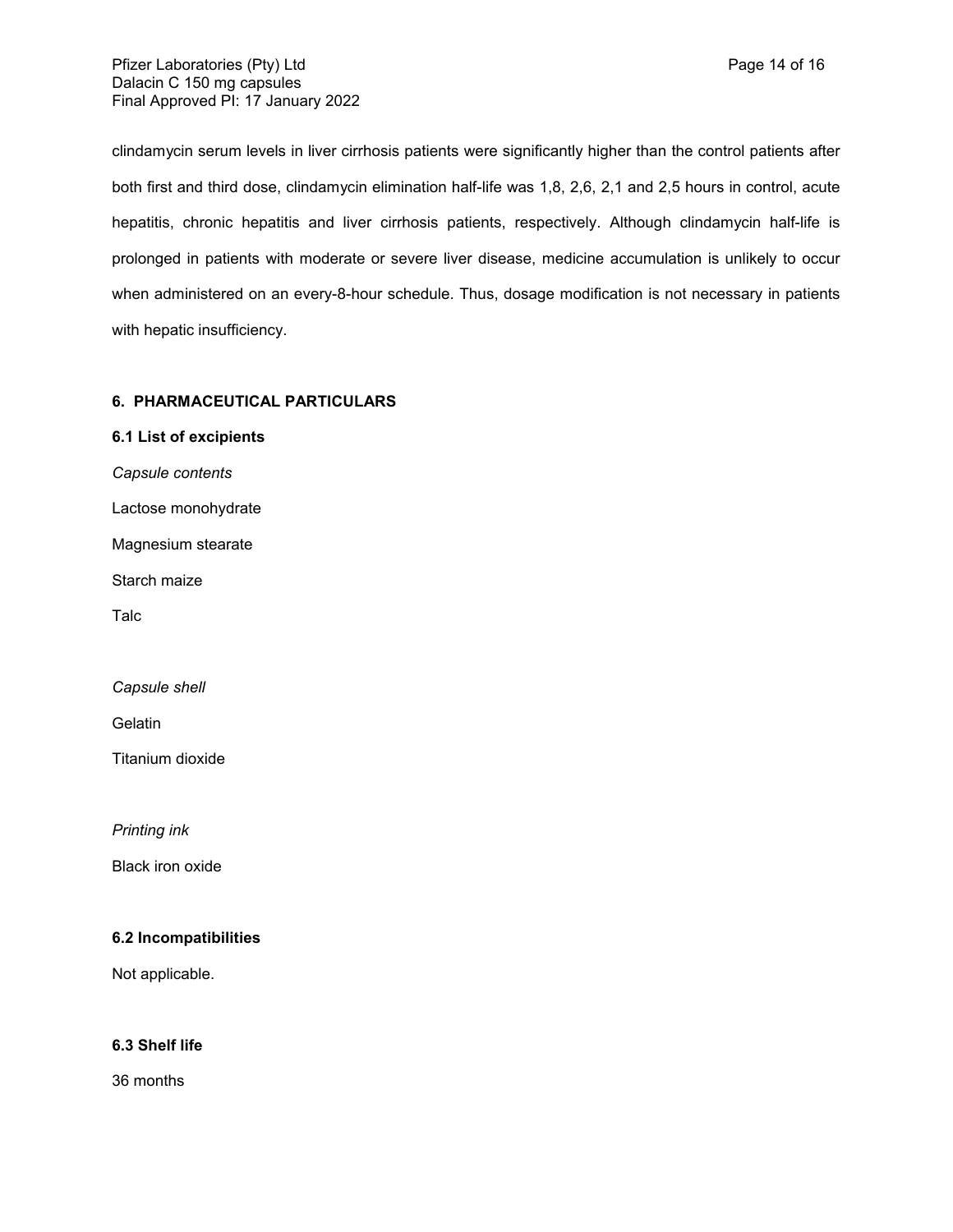clindamycin serum levels in liver cirrhosis patients were significantly higher than the control patients after both first and third dose, clindamycin elimination half-life was 1,8, 2,6, 2,1 and 2,5 hours in control, acute hepatitis, chronic hepatitis and liver cirrhosis patients, respectively. Although clindamycin half-life is prolonged in patients with moderate or severe liver disease, medicine accumulation is unlikely to occur when administered on an every-8-hour schedule. Thus, dosage modification is not necessary in patients with hepatic insufficiency.

## 6. PHARMACEUTICAL PARTICULARS

### 6.1 List of excipients

*Capsule contents*

Lactose monohydrate

Magnesium stearate

Starch maize

Talc

*Capsule shell*

Gelatin

Titanium dioxide

*Printing ink*

Black iron oxide

### 6.2 Incompatibilities

Not applicable.

### 6.3 Shelf life

36 months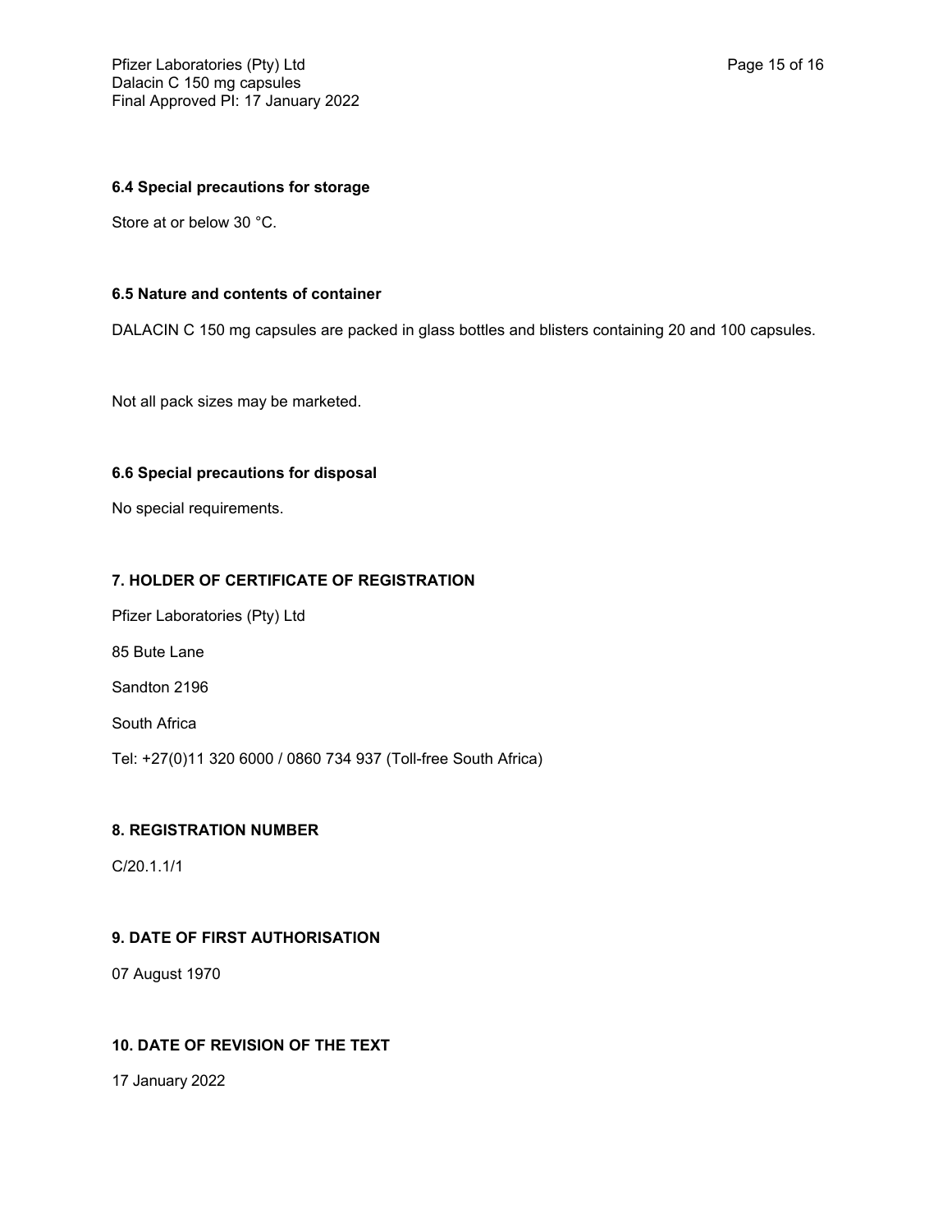### 6.4 Special precautions for storage

Store at or below 30 °C.

### 6.5 Nature and contents of container

DALACIN C 150 mg capsules are packed in glass bottles and blisters containing 20 and 100 capsules.

Not all pack sizes may be marketed.

### 6.6 Special precautions for disposal

No special requirements.

## 7. HOLDER OF CERTIFICATE OF REGISTRATION

Pfizer Laboratories (Pty) Ltd

85 Bute Lane

Sandton 2196

South Africa

Tel: +27(0)11 320 6000 / 0860 734 937 (Toll-free South Africa)

## 8. REGISTRATION NUMBER

C/20.1.1/1

## 9. DATE OF FIRST AUTHORISATION

07 August 1970

## 10. DATE OF REVISION OF THE TEXT

17 January 2022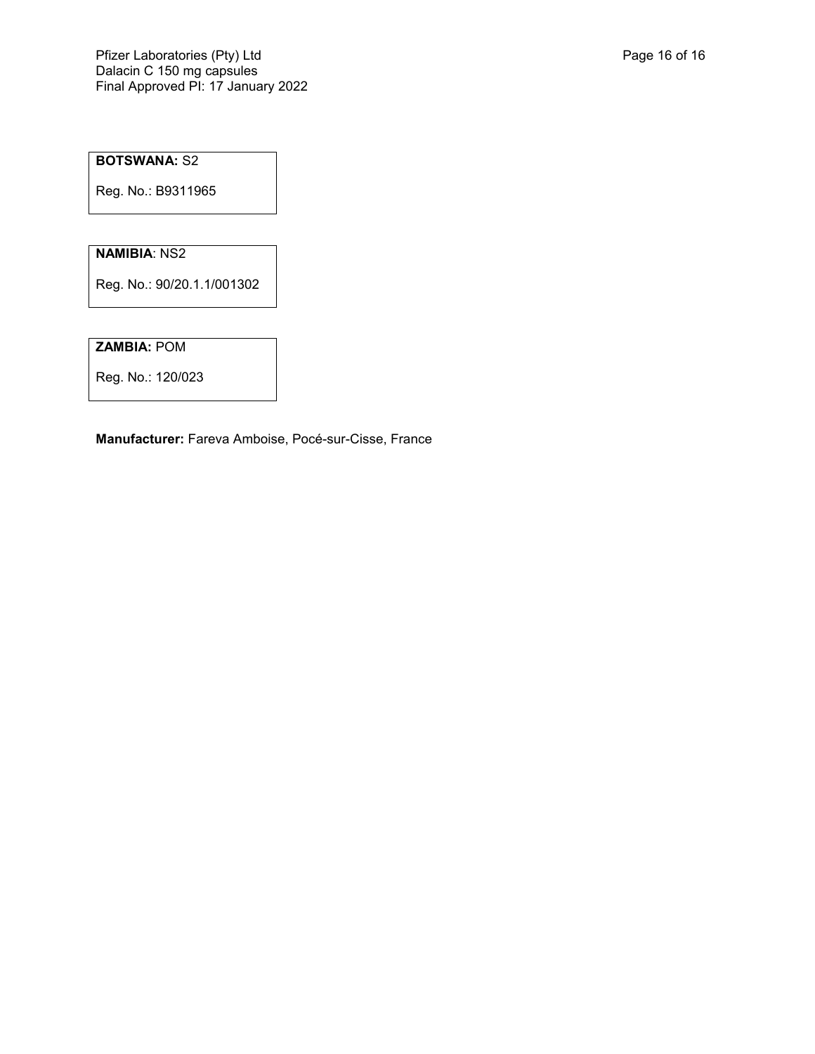**BOTSWANA:** S2

Reg. No.: B9311965

**NAMIBIA**: NS2

Reg. No.: 90/20.1.1/001302

**ZAMBIA:** POM

Reg. No.: 120/023

**Manufacturer:** Fareva Amboise, Pocé-sur-Cisse, France